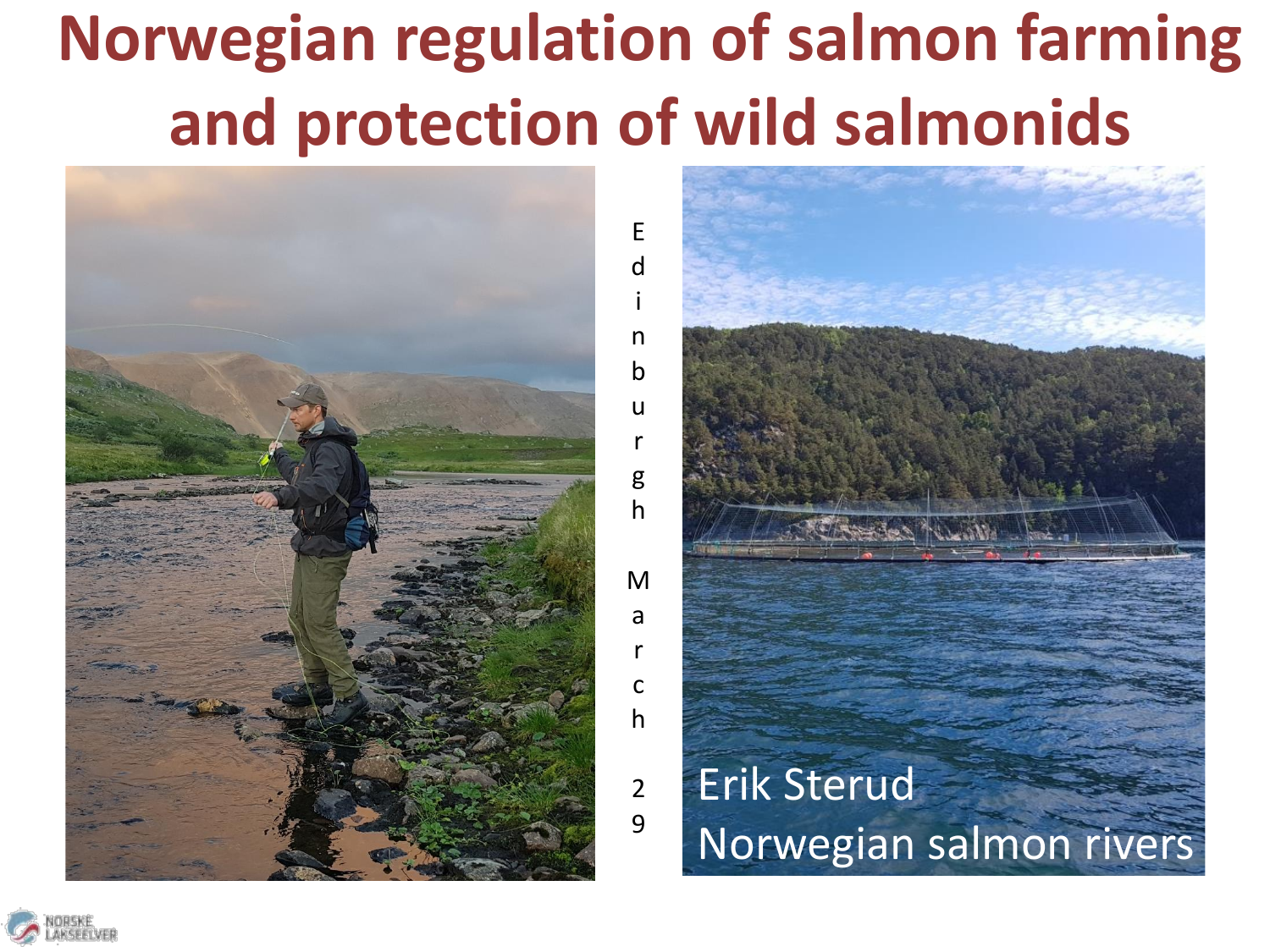# Norwegian regulation of salmon farming and protection of wild salmonids

Edinburgh March 29

Erik Sterud
Norwegian salmon rivers

NORSKE LAKSEELVER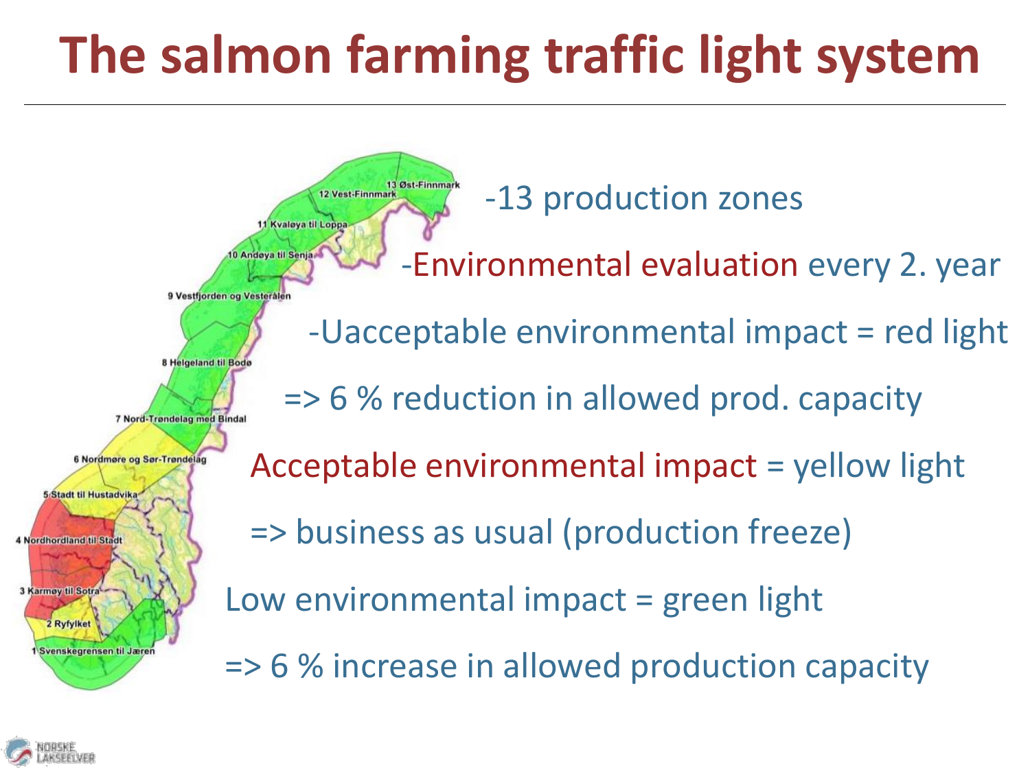# The salmon farming traffic light system

- -13 production zones
- -Environmental evaluation every 2. year
- -Uacceptable environmental impact = red light
  - => 6 % reduction in allowed prod. capacity
- Acceptable environmental impact = yellow light
  - => business as usual (production freeze)
- Low environmental impact = green light
  - => 6 % increase in allowed production capacity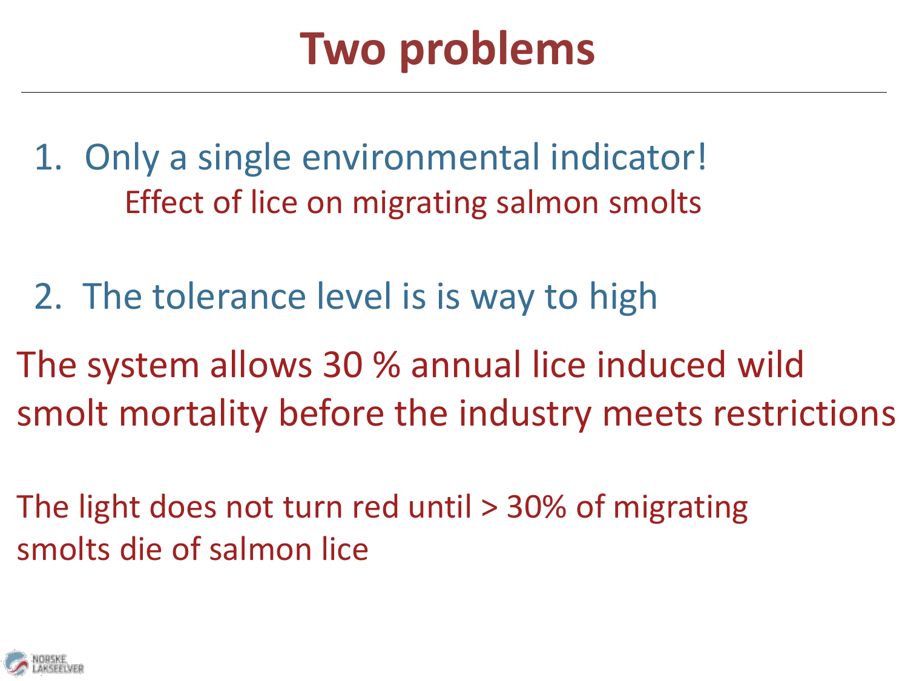# Two problems

1. Only a single environmental indicator!

   Effect of lice on migrating salmon smolts

2. The tolerance level is is way to high

The system allows 30 % annual lice induced wild smolt mortality before the industry meets restrictions

The light does not turn red until > 30% of migrating smolts die of salmon lice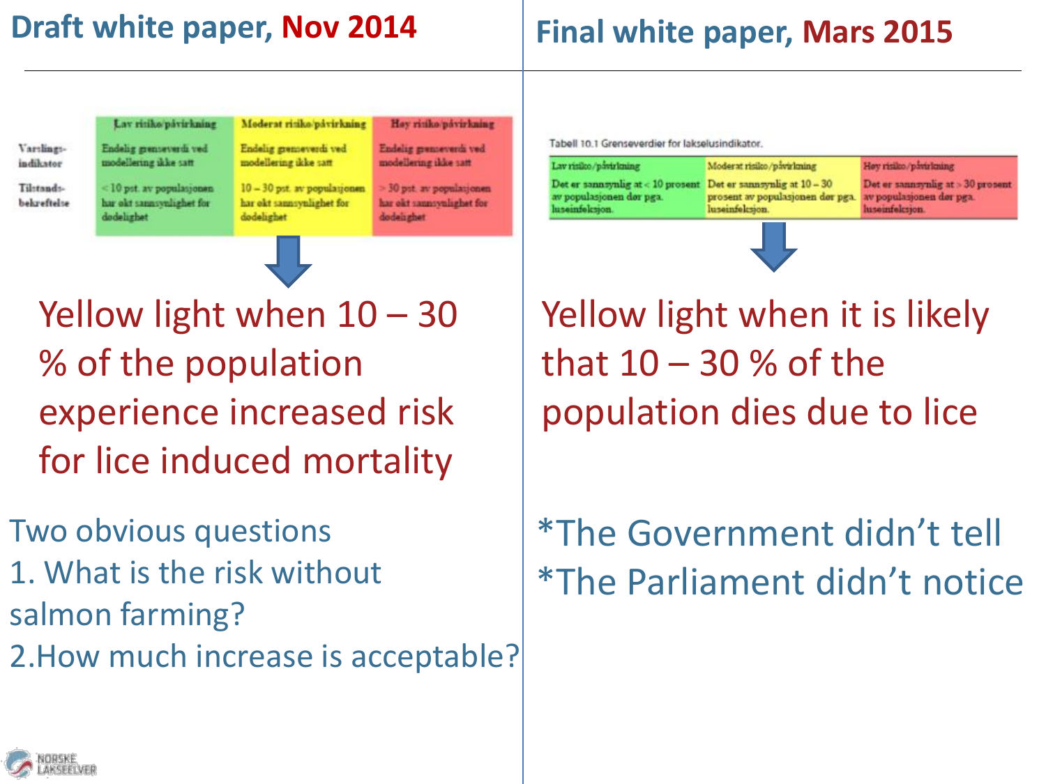## Draft white paper, Nov 2014

| | Lav risiko/påvirkning | Moderat risiko/påvirkning | Høy risiko/påvirkning |
|---|---|---|---|
| Varslings-indikator | Endelig grenseverdi ved modellering ikke satt | Endelig grenseverdi ved modellering ikke satt | Endelig grenseverdi ved modellering ikke satt |
| Tilstands-bekreftelse | < 10 pst. av populasjonen har økt sannsynlighet for dødelighet | 10 – 30 pst. av populasjonen har økt sannsynlighet for dødelighet | > 30 pst. av populasjonen har økt sannsynlighet for dødelighet |

Yellow light when 10 – 30 % of the population experience increased risk for lice induced mortality

Two obvious questions

1. What is the risk without salmon farming?
2. How much increase is acceptable?

## Final white paper, Mars 2015

Tabell 10.1 Grenseverdier for lakselusindikator.

| Lav risiko/påvirkning | Moderat risiko/påvirkning | Høy risiko/påvirkning |
|---|---|---|
| Det er sannsynlig at < 10 prosent av populasjonen dør pga. luseinfeksjon. | Det er sannsynlig at 10 – 30 prosent av populasjonen dør pga. luseinfeksjon. | Det er sannsynlig at > 30 prosent av populasjonen dør pga. luseinfeksjon. |

Yellow light when it is likely that 10 – 30 % of the population dies due to lice

*The Government didn't tell
*The Parliament didn't notice

NORSKE LAKSEELVER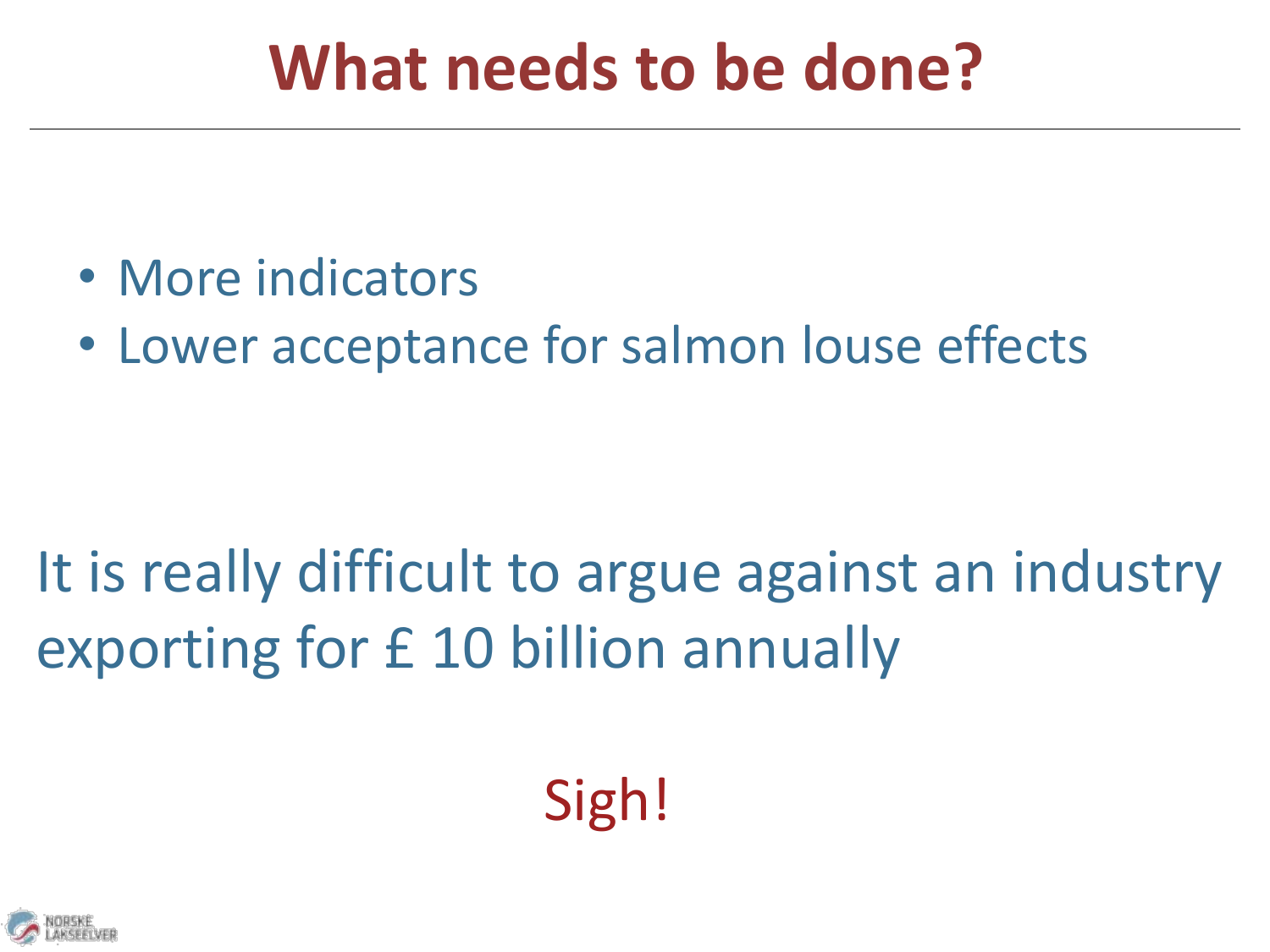# What needs to be done?

- More indicators
- Lower acceptance for salmon louse effects

It is really difficult to argue against an industry exporting for £ 10 billion annually

Sigh!